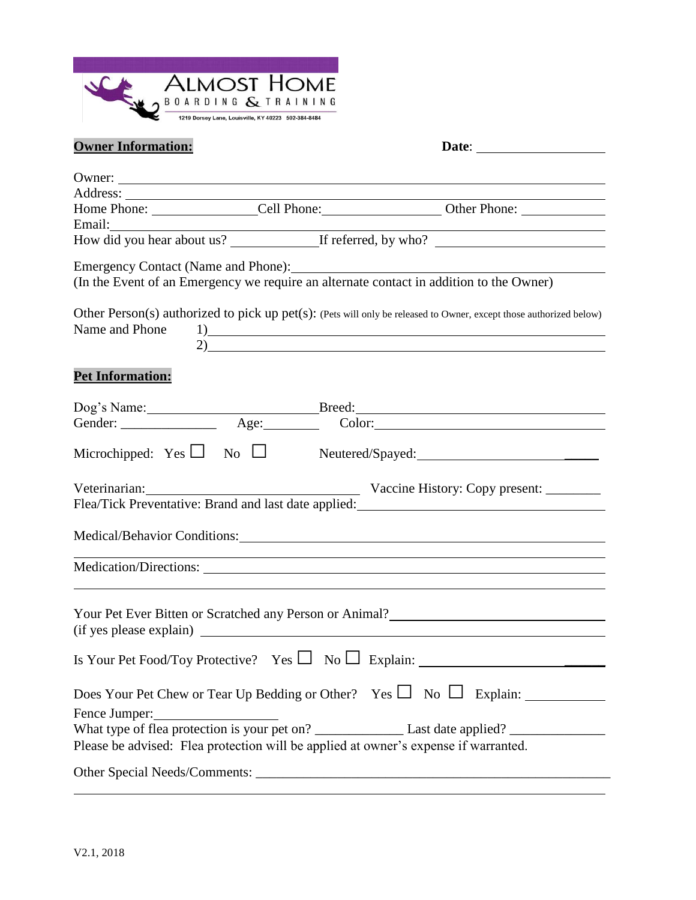# ALMOST HOME

BOARDING & TRAINING

1219 Dorsey Lane, Louisville, KY 40223 502-384-8484

**Owner Information:** **Date**: ____________________

Owner: ______________________________________________________________

Address: ______________________________________________________________

Home Phone: ________________ Cell Phone: ________________ Other Phone: ____________

Email: ______________________________________________________________

How did you hear about us? _____________ If referred, by who? _______________________

Emergency Contact (Name and Phone): ____________________________________________

(In the Event of an Emergency we require an alternate contact in addition to the Owner)

Other Person(s) authorized to pick up pet(s): (Pets will only be released to Owner, except those authorized below)

Name and Phone 1) ______________________________________________________

2) ______________________________________________________

**Pet Information:**

Dog's Name: ________________________ Breed: ________________________________

Gender: ______________ Age: ________ Color: ________________________________

Microchipped: Yes ☐ No ☐ Neutered/Spayed: ________________________

Veterinarian: ______________________________ Vaccine History: Copy present: ________

Flea/Tick Preventative: Brand and last date applied: ________________________________

Medical/Behavior Conditions: ___________________________________________________

______________________________________________________________

Medication/Directions: ________________________________________________________

______________________________________________________________

Your Pet Ever Bitten or Scratched any Person or Animal? _____________________________

(if yes please explain) __________________________________________________________

Is Your Pet Food/Toy Protective? Yes ☐ No ☐ Explain: ______________________________

Does Your Pet Chew or Tear Up Bedding or Other? Yes ☐ No ☐ Explain: ____________

Fence Jumper: __________________

What type of flea protection is your pet on? _____________ Last date applied? ______________

Please be advised: Flea protection will be applied at owner's expense if warranted.

Other Special Needs/Comments: ________________________________________________

______________________________________________________________

V2.1, 2018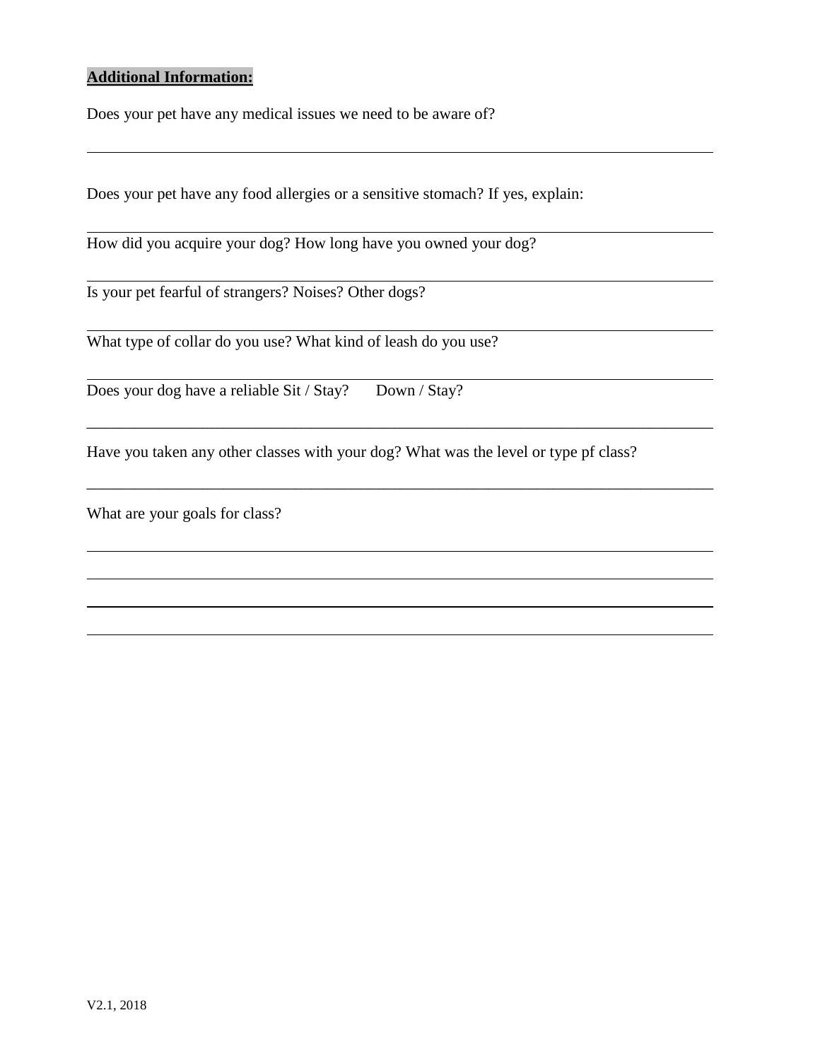**Additional Information:**

Does your pet have any medical issues we need to be aware of?

Does your pet have any food allergies or a sensitive stomach? If yes, explain:

How did you acquire your dog? How long have you owned your dog?

Is your pet fearful of strangers? Noises? Other dogs?

What type of collar do you use? What kind of leash do you use?

Does your dog have a reliable Sit / Stay?     Down / Stay?

Have you taken any other classes with your dog? What was the level or type pf class?

What are your goals for class?

V2.1, 2018